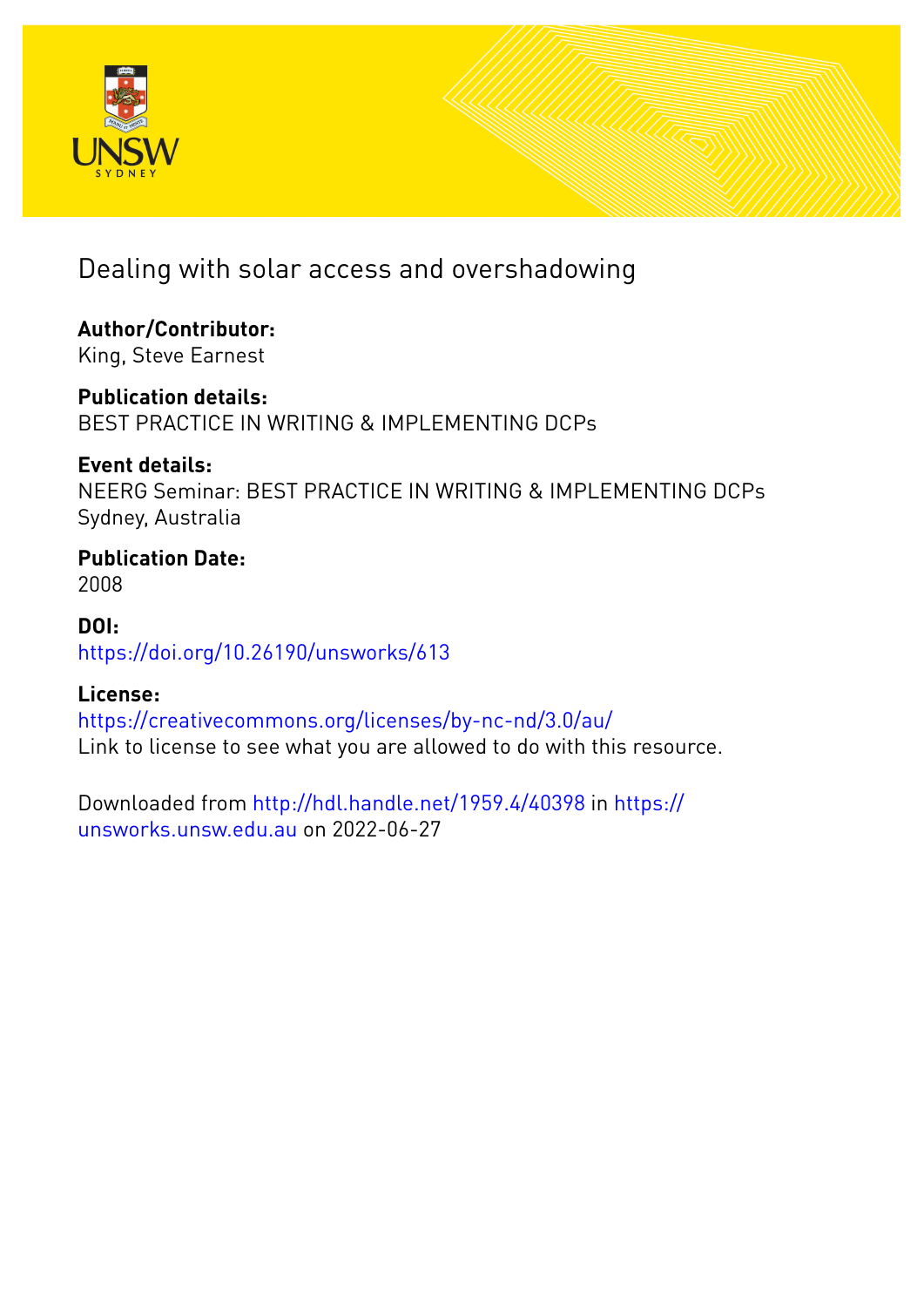# Dealing with solar access and overshadowing

**Author/Contributor:**
King, Steve Earnest

**Publication details:**
BEST PRACTICE IN WRITING & IMPLEMENTING DCPs

**Event details:**
NEERG Seminar: BEST PRACTICE IN WRITING & IMPLEMENTING DCPs
Sydney, Australia

**Publication Date:**
2008

**DOI:**
https://doi.org/10.26190/unsworks/613

**License:**
https://creativecommons.org/licenses/by-nc-nd/3.0/au/
Link to license to see what you are allowed to do with this resource.

Downloaded from http://hdl.handle.net/1959.4/40398 in https://unsworks.unsw.edu.au on 2022-06-27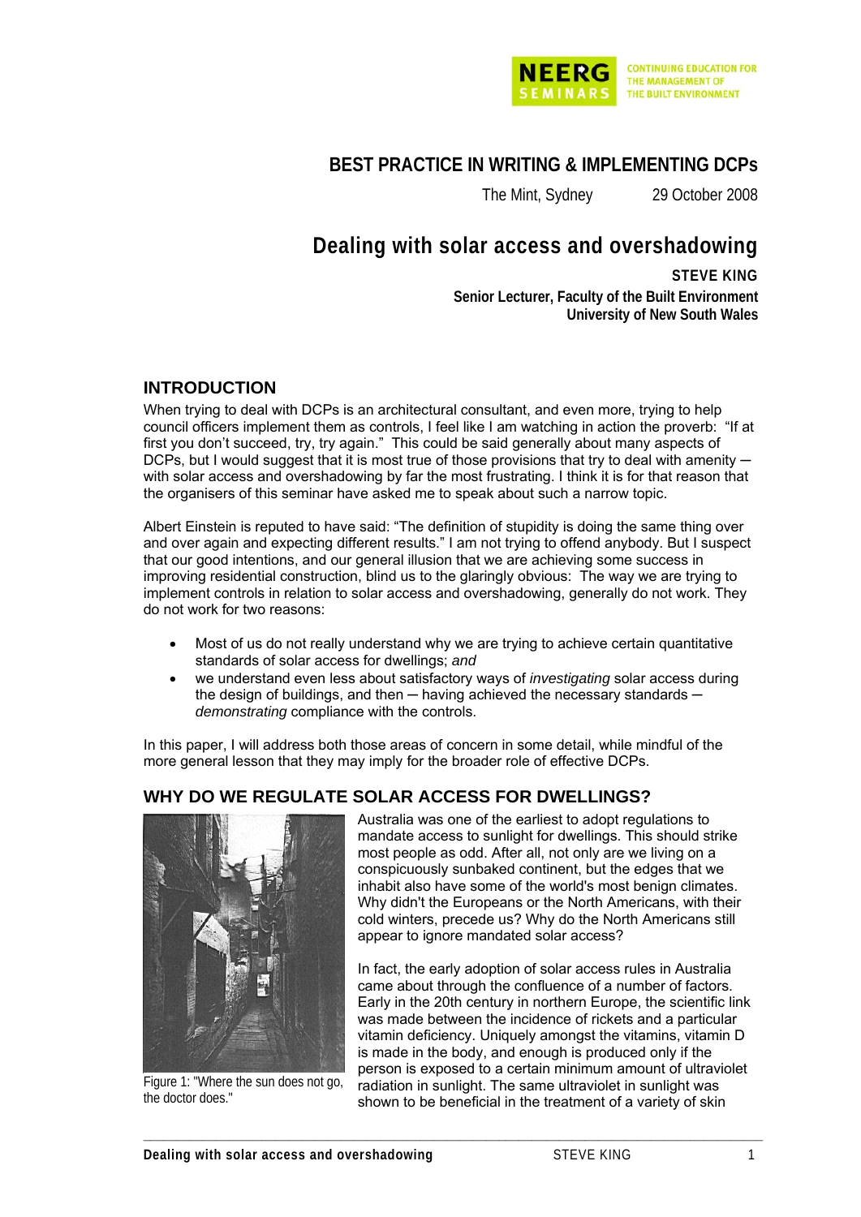# BEST PRACTICE IN WRITING & IMPLEMENTING DCPs

The Mint, Sydney 29 October 2008

## Dealing with solar access and overshadowing

**STEVE KING**
**Senior Lecturer, Faculty of the Built Environment**
**University of New South Wales**

## INTRODUCTION

When trying to deal with DCPs is an architectural consultant, and even more, trying to help council officers implement them as controls, I feel like I am watching in action the proverb: "If at first you don't succeed, try, try again." This could be said generally about many aspects of DCPs, but I would suggest that it is most true of those provisions that try to deal with amenity ─ with solar access and overshadowing by far the most frustrating. I think it is for that reason that the organisers of this seminar have asked me to speak about such a narrow topic.

Albert Einstein is reputed to have said: "The definition of stupidity is doing the same thing over and over again and expecting different results." I am not trying to offend anybody. But I suspect that our good intentions, and our general illusion that we are achieving some success in improving residential construction, blind us to the glaringly obvious: The way we are trying to implement controls in relation to solar access and overshadowing, generally do not work. They do not work for two reasons:

- Most of us do not really understand why we are trying to achieve certain quantitative standards of solar access for dwellings; *and*
- we understand even less about satisfactory ways of *investigating* solar access during the design of buildings, and then ─ having achieved the necessary standards ─ *demonstrating* compliance with the controls.

In this paper, I will address both those areas of concern in some detail, while mindful of the more general lesson that they may imply for the broader role of effective DCPs.

## WHY DO WE REGULATE SOLAR ACCESS FOR DWELLINGS?

Figure 1: "Where the sun does not go, the doctor does."

Australia was one of the earliest to adopt regulations to mandate access to sunlight for dwellings. This should strike most people as odd. After all, not only are we living on a conspicuously sunbaked continent, but the edges that we inhabit also have some of the world's most benign climates. Why didn't the Europeans or the North Americans, with their cold winters, precede us? Why do the North Americans still appear to ignore mandated solar access?

In fact, the early adoption of solar access rules in Australia came about through the confluence of a number of factors. Early in the 20th century in northern Europe, the scientific link was made between the incidence of rickets and a particular vitamin deficiency. Uniquely amongst the vitamins, vitamin D is made in the body, and enough is produced only if the person is exposed to a certain minimum amount of ultraviolet radiation in sunlight. The same ultraviolet in sunlight was shown to be beneficial in the treatment of a variety of skin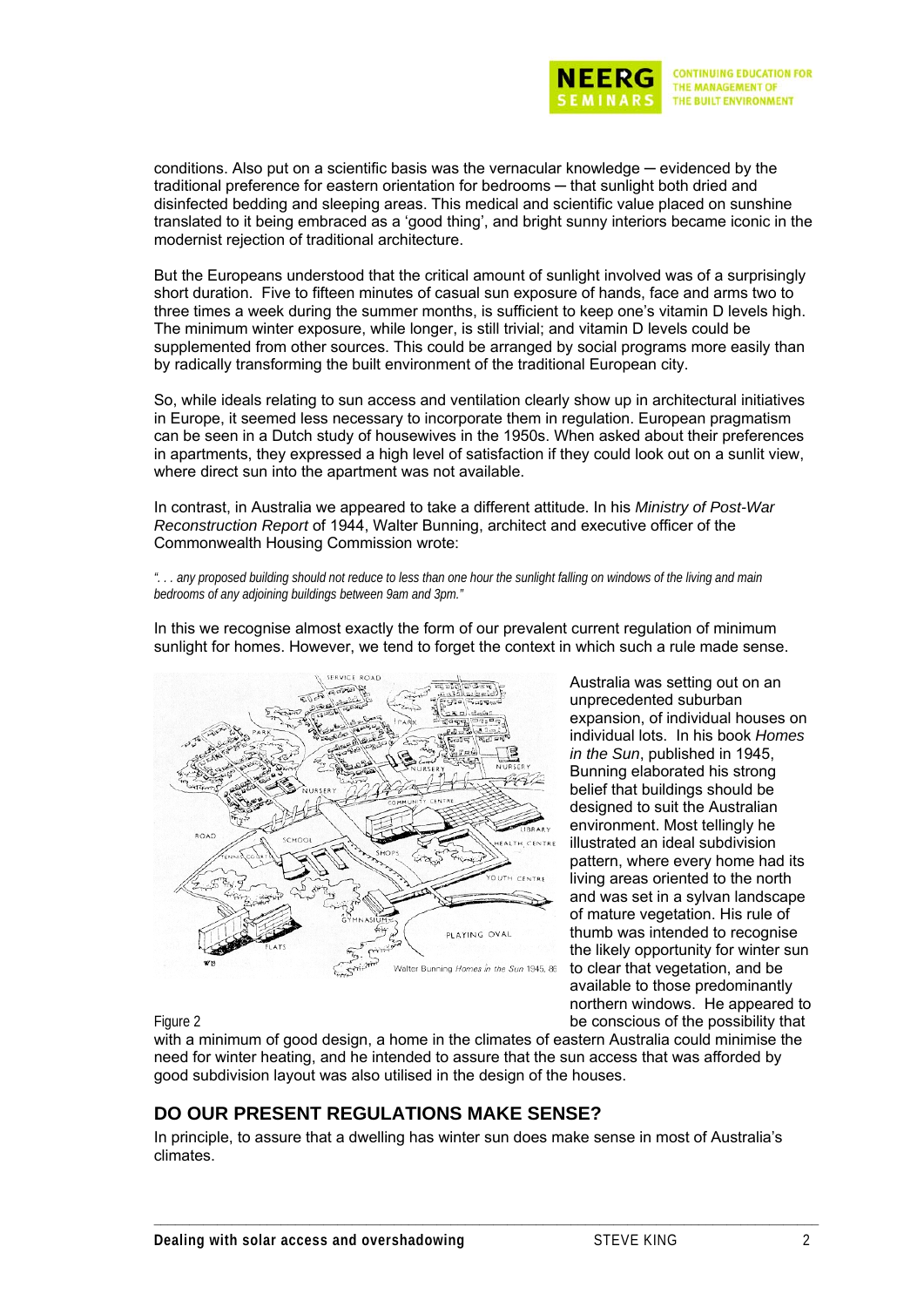conditions. Also put on a scientific basis was the vernacular knowledge ─ evidenced by the traditional preference for eastern orientation for bedrooms ─ that sunlight both dried and disinfected bedding and sleeping areas. This medical and scientific value placed on sunshine translated to it being embraced as a 'good thing', and bright sunny interiors became iconic in the modernist rejection of traditional architecture.

But the Europeans understood that the critical amount of sunlight involved was of a surprisingly short duration. Five to fifteen minutes of casual sun exposure of hands, face and arms two to three times a week during the summer months, is sufficient to keep one's vitamin D levels high. The minimum winter exposure, while longer, is still trivial; and vitamin D levels could be supplemented from other sources. This could be arranged by social programs more easily than by radically transforming the built environment of the traditional European city.

So, while ideals relating to sun access and ventilation clearly show up in architectural initiatives in Europe, it seemed less necessary to incorporate them in regulation. European pragmatism can be seen in a Dutch study of housewives in the 1950s. When asked about their preferences in apartments, they expressed a high level of satisfaction if they could look out on a sunlit view, where direct sun into the apartment was not available.

In contrast, in Australia we appeared to take a different attitude. In his *Ministry of Post-War Reconstruction Report* of 1944, Walter Bunning, architect and executive officer of the Commonwealth Housing Commission wrote:

*". . . any proposed building should not reduce to less than one hour the sunlight falling on windows of the living and main bedrooms of any adjoining buildings between 9am and 3pm."*

In this we recognise almost exactly the form of our prevalent current regulation of minimum sunlight for homes. However, we tend to forget the context in which such a rule made sense.

Walter Bunning *Homes in the Sun* 1945, 86

Figure 2

Australia was setting out on an unprecedented suburban expansion, of individual houses on individual lots. In his book *Homes in the Sun*, published in 1945, Bunning elaborated his strong belief that buildings should be designed to suit the Australian environment. Most tellingly he illustrated an ideal subdivision pattern, where every home had its living areas oriented to the north and was set in a sylvan landscape of mature vegetation. His rule of thumb was intended to recognise the likely opportunity for winter sun to clear that vegetation, and be available to those predominantly northern windows. He appeared to be conscious of the possibility that with a minimum of good design, a home in the climates of eastern Australia could minimise the need for winter heating, and he intended to assure that the sun access that was afforded by good subdivision layout was also utilised in the design of the houses.

## DO OUR PRESENT REGULATIONS MAKE SENSE?

In principle, to assure that a dwelling has winter sun does make sense in most of Australia's climates.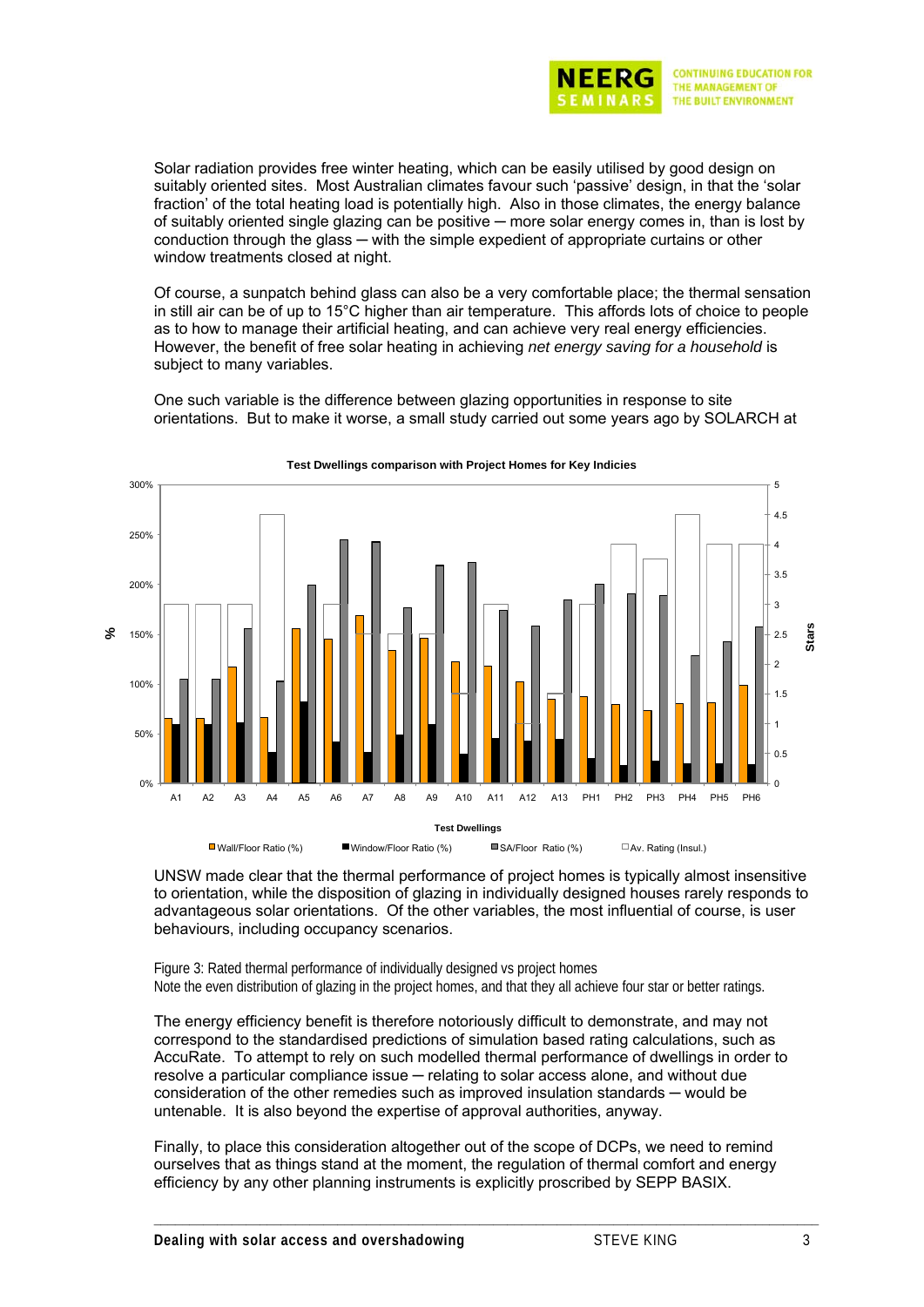Solar radiation provides free winter heating, which can be easily utilised by good design on suitably oriented sites. Most Australian climates favour such 'passive' design, in that the 'solar fraction' of the total heating load is potentially high. Also in those climates, the energy balance of suitably oriented single glazing can be positive — more solar energy comes in, than is lost by conduction through the glass — with the simple expedient of appropriate curtains or other window treatments closed at night.

Of course, a sunpatch behind glass can also be a very comfortable place; the thermal sensation in still air can be of up to 15°C higher than air temperature. This affords lots of choice to people as to how to manage their artificial heating, and can achieve very real energy efficiencies. However, the benefit of free solar heating in achieving *net energy saving for a household* is subject to many variables.

One such variable is the difference between glazing opportunities in response to site orientations. But to make it worse, a small study carried out some years ago by SOLARCH at UNSW made clear that the thermal performance of project homes is typically almost insensitive to orientation, while the disposition of glazing in individually designed houses rarely responds to advantageous solar orientations. Of the other variables, the most influential of course, is user behaviours, including occupancy scenarios.

Figure 3: Rated thermal performance of individually designed vs project homes
Note the even distribution of glazing in the project homes, and that they all achieve four star or better ratings.

The energy efficiency benefit is therefore notoriously difficult to demonstrate, and may not correspond to the standardised predictions of simulation based rating calculations, such as AccuRate. To attempt to rely on such modelled thermal performance of dwellings in order to resolve a particular compliance issue — relating to solar access alone, and without due consideration of the other remedies such as improved insulation standards — would be untenable. It is also beyond the expertise of approval authorities, anyway.

Finally, to place this consideration altogether out of the scope of DCPs, we need to remind ourselves that as things stand at the moment, the regulation of thermal comfort and energy efficiency by any other planning instruments is explicitly proscribed by SEPP BASIX.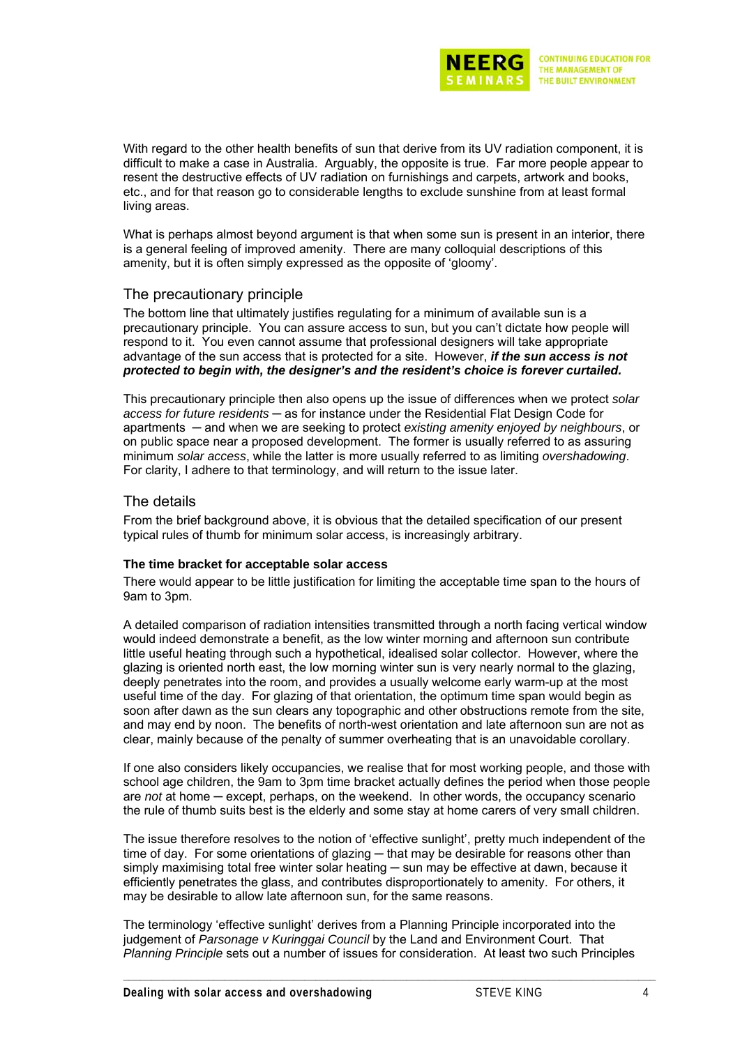With regard to the other health benefits of sun that derive from its UV radiation component, it is difficult to make a case in Australia. Arguably, the opposite is true. Far more people appear to resent the destructive effects of UV radiation on furnishings and carpets, artwork and books, etc., and for that reason go to considerable lengths to exclude sunshine from at least formal living areas.

What is perhaps almost beyond argument is that when some sun is present in an interior, there is a general feeling of improved amenity. There are many colloquial descriptions of this amenity, but it is often simply expressed as the opposite of 'gloomy'.

## The precautionary principle

The bottom line that ultimately justifies regulating for a minimum of available sun is a precautionary principle. You can assure access to sun, but you can't dictate how people will respond to it. You even cannot assume that professional designers will take appropriate advantage of the sun access that is protected for a site. However, ***if the sun access is not protected to begin with, the designer's and the resident's choice is forever curtailed.***

This precautionary principle then also opens up the issue of differences when we protect *solar access for future residents* ─ as for instance under the Residential Flat Design Code for apartments ─ and when we are seeking to protect *existing amenity enjoyed by neighbours*, or on public space near a proposed development. The former is usually referred to as assuring minimum *solar access*, while the latter is more usually referred to as limiting *overshadowing*. For clarity, I adhere to that terminology, and will return to the issue later.

## The details

From the brief background above, it is obvious that the detailed specification of our present typical rules of thumb for minimum solar access, is increasingly arbitrary.

### The time bracket for acceptable solar access

There would appear to be little justification for limiting the acceptable time span to the hours of 9am to 3pm.

A detailed comparison of radiation intensities transmitted through a north facing vertical window would indeed demonstrate a benefit, as the low winter morning and afternoon sun contribute little useful heating through such a hypothetical, idealised solar collector. However, where the glazing is oriented north east, the low morning winter sun is very nearly normal to the glazing, deeply penetrates into the room, and provides a usually welcome early warm-up at the most useful time of the day. For glazing of that orientation, the optimum time span would begin as soon after dawn as the sun clears any topographic and other obstructions remote from the site, and may end by noon. The benefits of north-west orientation and late afternoon sun are not as clear, mainly because of the penalty of summer overheating that is an unavoidable corollary.

If one also considers likely occupancies, we realise that for most working people, and those with school age children, the 9am to 3pm time bracket actually defines the period when those people are *not* at home ─ except, perhaps, on the weekend. In other words, the occupancy scenario the rule of thumb suits best is the elderly and some stay at home carers of very small children.

The issue therefore resolves to the notion of 'effective sunlight', pretty much independent of the time of day. For some orientations of glazing ─ that may be desirable for reasons other than simply maximising total free winter solar heating ─ sun may be effective at dawn, because it efficiently penetrates the glass, and contributes disproportionately to amenity. For others, it may be desirable to allow late afternoon sun, for the same reasons.

The terminology 'effective sunlight' derives from a Planning Principle incorporated into the judgement of *Parsonage v Kuringgai Council* by the Land and Environment Court. That *Planning Principle* sets out a number of issues for consideration. At least two such Principles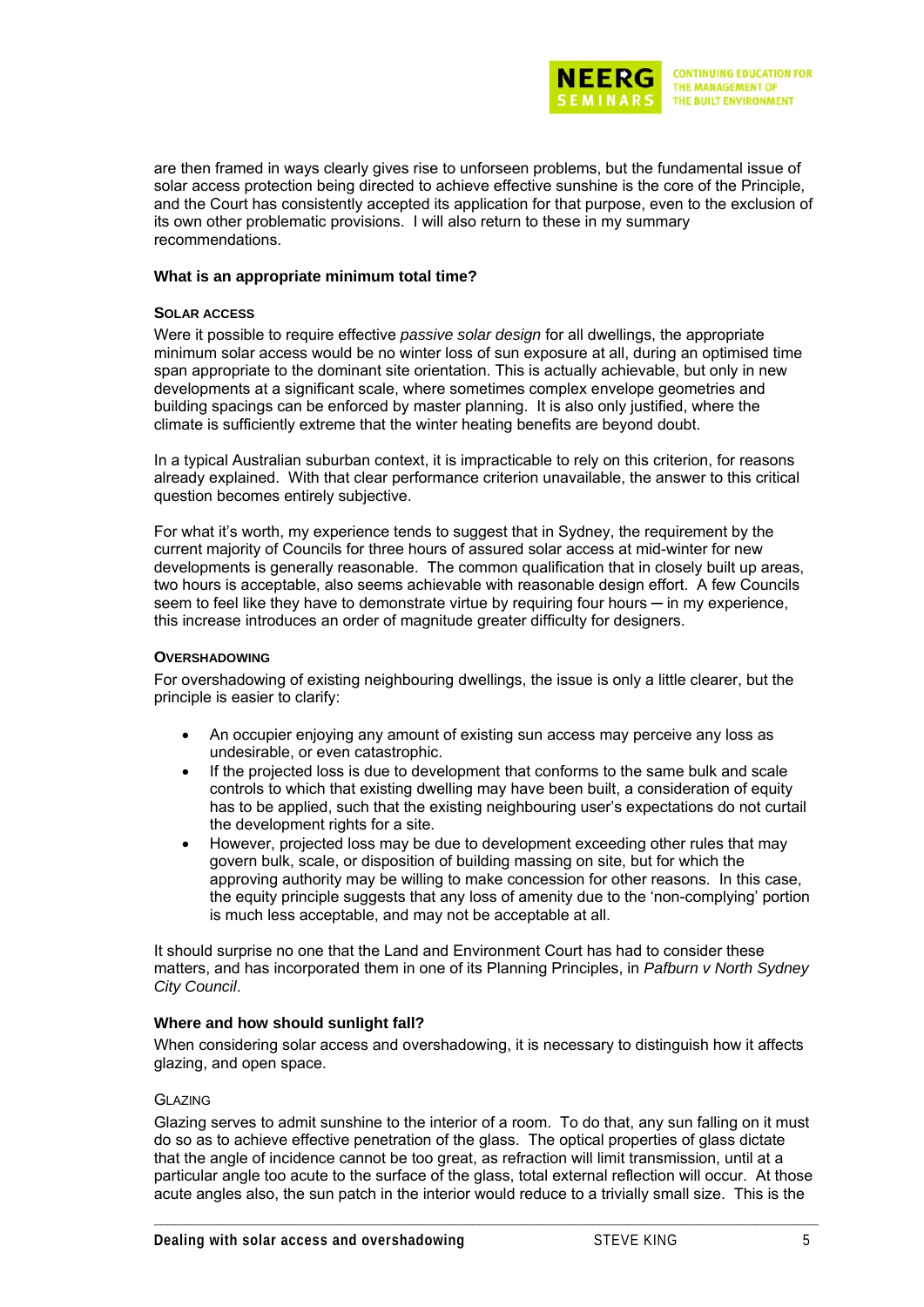are then framed in ways clearly gives rise to unforseen problems, but the fundamental issue of solar access protection being directed to achieve effective sunshine is the core of the Principle, and the Court has consistently accepted its application for that purpose, even to the exclusion of its own other problematic provisions. I will also return to these in my summary recommendations.

### What is an appropriate minimum total time?

#### SOLAR ACCESS

Were it possible to require effective *passive solar design* for all dwellings, the appropriate minimum solar access would be no winter loss of sun exposure at all, during an optimised time span appropriate to the dominant site orientation. This is actually achievable, but only in new developments at a significant scale, where sometimes complex envelope geometries and building spacings can be enforced by master planning. It is also only justified, where the climate is sufficiently extreme that the winter heating benefits are beyond doubt.

In a typical Australian suburban context, it is impracticable to rely on this criterion, for reasons already explained. With that clear performance criterion unavailable, the answer to this critical question becomes entirely subjective.

For what it's worth, my experience tends to suggest that in Sydney, the requirement by the current majority of Councils for three hours of assured solar access at mid-winter for new developments is generally reasonable. The common qualification that in closely built up areas, two hours is acceptable, also seems achievable with reasonable design effort. A few Councils seem to feel like they have to demonstrate virtue by requiring four hours ─ in my experience, this increase introduces an order of magnitude greater difficulty for designers.

#### OVERSHADOWING

For overshadowing of existing neighbouring dwellings, the issue is only a little clearer, but the principle is easier to clarify:

- An occupier enjoying any amount of existing sun access may perceive any loss as undesirable, or even catastrophic.
- If the projected loss is due to development that conforms to the same bulk and scale controls to which that existing dwelling may have been built, a consideration of equity has to be applied, such that the existing neighbouring user's expectations do not curtail the development rights for a site.
- However, projected loss may be due to development exceeding other rules that may govern bulk, scale, or disposition of building massing on site, but for which the approving authority may be willing to make concession for other reasons. In this case, the equity principle suggests that any loss of amenity due to the 'non-complying' portion is much less acceptable, and may not be acceptable at all.

It should surprise no one that the Land and Environment Court has had to consider these matters, and has incorporated them in one of its Planning Principles, in *Pafburn v North Sydney City Council*.

### Where and how should sunlight fall?

When considering solar access and overshadowing, it is necessary to distinguish how it affects glazing, and open space.

#### GLAZING

Glazing serves to admit sunshine to the interior of a room. To do that, any sun falling on it must do so as to achieve effective penetration of the glass. The optical properties of glass dictate that the angle of incidence cannot be too great, as refraction will limit transmission, until at a particular angle too acute to the surface of the glass, total external reflection will occur. At those acute angles also, the sun patch in the interior would reduce to a trivially small size. This is the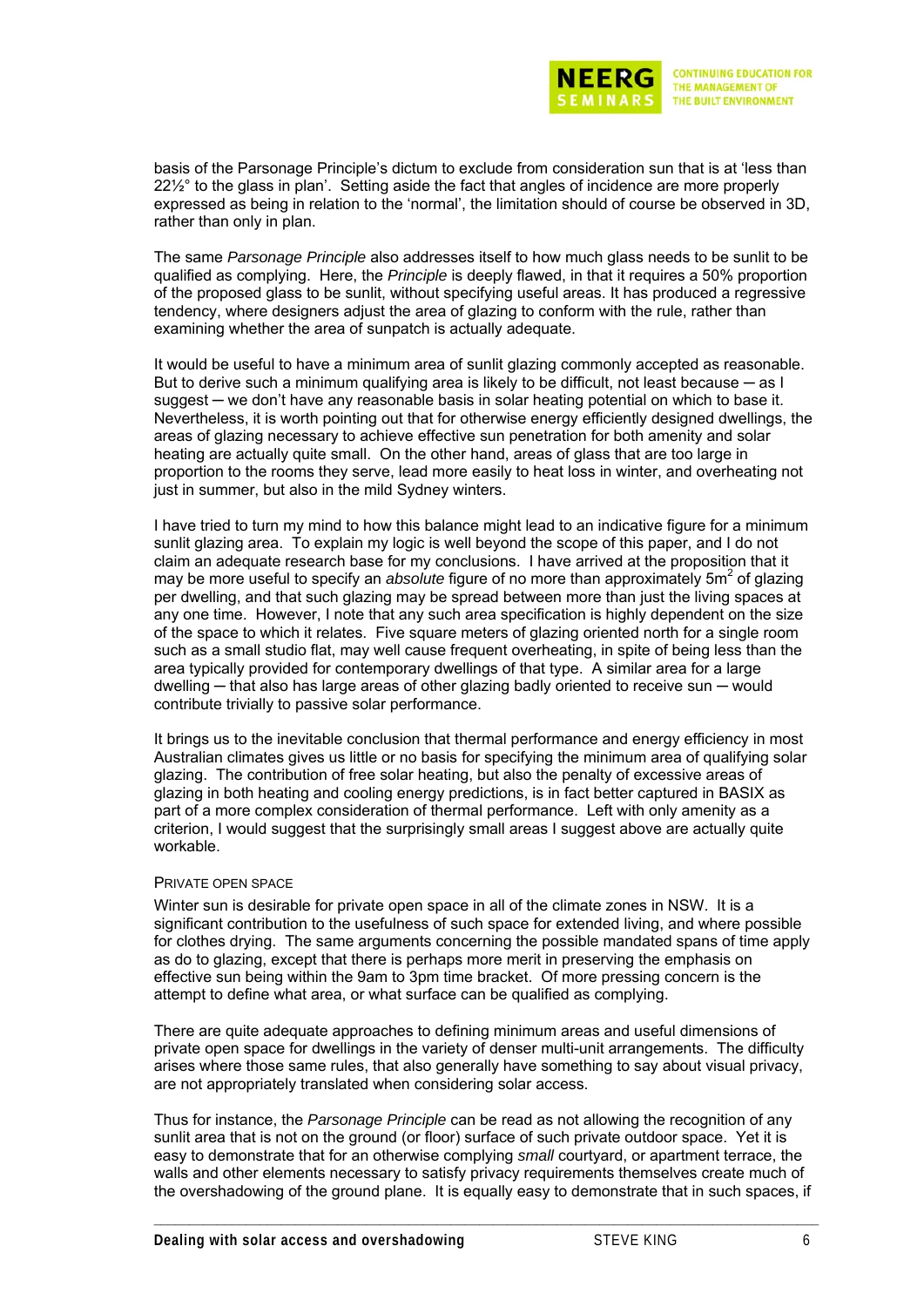basis of the Parsonage Principle's dictum to exclude from consideration sun that is at 'less than 22½° to the glass in plan'. Setting aside the fact that angles of incidence are more properly expressed as being in relation to the 'normal', the limitation should of course be observed in 3D, rather than only in plan.

The same *Parsonage Principle* also addresses itself to how much glass needs to be sunlit to be qualified as complying. Here, the *Principle* is deeply flawed, in that it requires a 50% proportion of the proposed glass to be sunlit, without specifying useful areas. It has produced a regressive tendency, where designers adjust the area of glazing to conform with the rule, rather than examining whether the area of sunpatch is actually adequate.

It would be useful to have a minimum area of sunlit glazing commonly accepted as reasonable. But to derive such a minimum qualifying area is likely to be difficult, not least because — as I suggest — we don't have any reasonable basis in solar heating potential on which to base it. Nevertheless, it is worth pointing out that for otherwise energy efficiently designed dwellings, the areas of glazing necessary to achieve effective sun penetration for both amenity and solar heating are actually quite small. On the other hand, areas of glass that are too large in proportion to the rooms they serve, lead more easily to heat loss in winter, and overheating not just in summer, but also in the mild Sydney winters.

I have tried to turn my mind to how this balance might lead to an indicative figure for a minimum sunlit glazing area. To explain my logic is well beyond the scope of this paper, and I do not claim an adequate research base for my conclusions. I have arrived at the proposition that it may be more useful to specify an *absolute* figure of no more than approximately 5m$^2$ of glazing per dwelling, and that such glazing may be spread between more than just the living spaces at any one time. However, I note that any such area specification is highly dependent on the size of the space to which it relates. Five square meters of glazing oriented north for a single room such as a small studio flat, may well cause frequent overheating, in spite of being less than the area typically provided for contemporary dwellings of that type. A similar area for a large dwelling — that also has large areas of other glazing badly oriented to receive sun — would contribute trivially to passive solar performance.

It brings us to the inevitable conclusion that thermal performance and energy efficiency in most Australian climates gives us little or no basis for specifying the minimum area of qualifying solar glazing. The contribution of free solar heating, but also the penalty of excessive areas of glazing in both heating and cooling energy predictions, is in fact better captured in BASIX as part of a more complex consideration of thermal performance. Left with only amenity as a criterion, I would suggest that the surprisingly small areas I suggest above are actually quite workable.

### PRIVATE OPEN SPACE

Winter sun is desirable for private open space in all of the climate zones in NSW. It is a significant contribution to the usefulness of such space for extended living, and where possible for clothes drying. The same arguments concerning the possible mandated spans of time apply as do to glazing, except that there is perhaps more merit in preserving the emphasis on effective sun being within the 9am to 3pm time bracket. Of more pressing concern is the attempt to define what area, or what surface can be qualified as complying.

There are quite adequate approaches to defining minimum areas and useful dimensions of private open space for dwellings in the variety of denser multi-unit arrangements. The difficulty arises where those same rules, that also generally have something to say about visual privacy, are not appropriately translated when considering solar access.

Thus for instance, the *Parsonage Principle* can be read as not allowing the recognition of any sunlit area that is not on the ground (or floor) surface of such private outdoor space. Yet it is easy to demonstrate that for an otherwise complying *small* courtyard, or apartment terrace, the walls and other elements necessary to satisfy privacy requirements themselves create much of the overshadowing of the ground plane. It is equally easy to demonstrate that in such spaces, if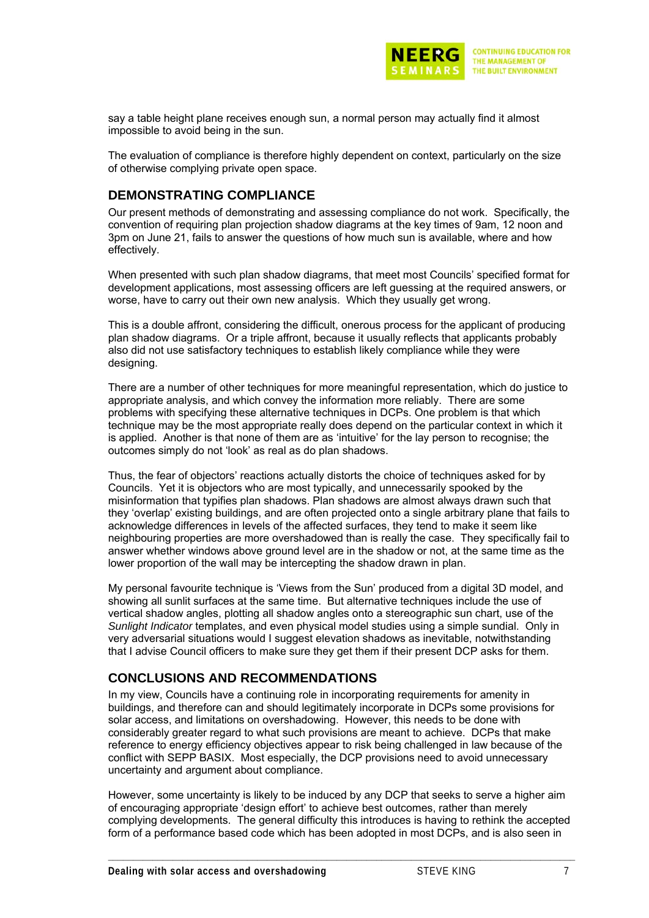say a table height plane receives enough sun, a normal person may actually find it almost impossible to avoid being in the sun.

The evaluation of compliance is therefore highly dependent on context, particularly on the size of otherwise complying private open space.

## DEMONSTRATING COMPLIANCE

Our present methods of demonstrating and assessing compliance do not work. Specifically, the convention of requiring plan projection shadow diagrams at the key times of 9am, 12 noon and 3pm on June 21, fails to answer the questions of how much sun is available, where and how effectively.

When presented with such plan shadow diagrams, that meet most Councils' specified format for development applications, most assessing officers are left guessing at the required answers, or worse, have to carry out their own new analysis. Which they usually get wrong.

This is a double affront, considering the difficult, onerous process for the applicant of producing plan shadow diagrams. Or a triple affront, because it usually reflects that applicants probably also did not use satisfactory techniques to establish likely compliance while they were designing.

There are a number of other techniques for more meaningful representation, which do justice to appropriate analysis, and which convey the information more reliably. There are some problems with specifying these alternative techniques in DCPs. One problem is that which technique may be the most appropriate really does depend on the particular context in which it is applied. Another is that none of them are as 'intuitive' for the lay person to recognise; the outcomes simply do not 'look' as real as do plan shadows.

Thus, the fear of objectors' reactions actually distorts the choice of techniques asked for by Councils. Yet it is objectors who are most typically, and unnecessarily spooked by the misinformation that typifies plan shadows. Plan shadows are almost always drawn such that they 'overlap' existing buildings, and are often projected onto a single arbitrary plane that fails to acknowledge differences in levels of the affected surfaces, they tend to make it seem like neighbouring properties are more overshadowed than is really the case. They specifically fail to answer whether windows above ground level are in the shadow or not, at the same time as the lower proportion of the wall may be intercepting the shadow drawn in plan.

My personal favourite technique is 'Views from the Sun' produced from a digital 3D model, and showing all sunlit surfaces at the same time. But alternative techniques include the use of vertical shadow angles, plotting all shadow angles onto a stereographic sun chart, use of the *Sunlight Indicator* templates, and even physical model studies using a simple sundial. Only in very adversarial situations would I suggest elevation shadows as inevitable, notwithstanding that I advise Council officers to make sure they get them if their present DCP asks for them.

## CONCLUSIONS AND RECOMMENDATIONS

In my view, Councils have a continuing role in incorporating requirements for amenity in buildings, and therefore can and should legitimately incorporate in DCPs some provisions for solar access, and limitations on overshadowing. However, this needs to be done with considerably greater regard to what such provisions are meant to achieve. DCPs that make reference to energy efficiency objectives appear to risk being challenged in law because of the conflict with SEPP BASIX. Most especially, the DCP provisions need to avoid unnecessary uncertainty and argument about compliance.

However, some uncertainty is likely to be induced by any DCP that seeks to serve a higher aim of encouraging appropriate 'design effort' to achieve best outcomes, rather than merely complying developments. The general difficulty this introduces is having to rethink the accepted form of a performance based code which has been adopted in most DCPs, and is also seen in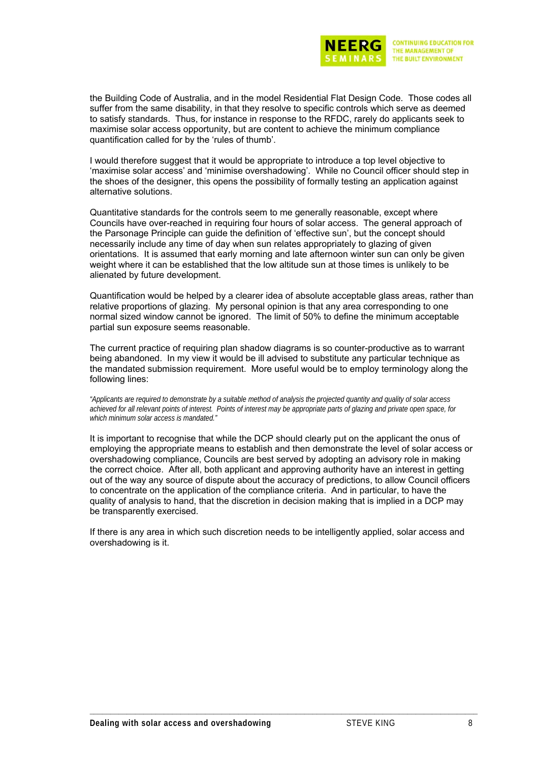the Building Code of Australia, and in the model Residential Flat Design Code. Those codes all suffer from the same disability, in that they resolve to specific controls which serve as deemed to satisfy standards. Thus, for instance in response to the RFDC, rarely do applicants seek to maximise solar access opportunity, but are content to achieve the minimum compliance quantification called for by the 'rules of thumb'.

I would therefore suggest that it would be appropriate to introduce a top level objective to 'maximise solar access' and 'minimise overshadowing'. While no Council officer should step in the shoes of the designer, this opens the possibility of formally testing an application against alternative solutions.

Quantitative standards for the controls seem to me generally reasonable, except where Councils have over-reached in requiring four hours of solar access. The general approach of the Parsonage Principle can guide the definition of 'effective sun', but the concept should necessarily include any time of day when sun relates appropriately to glazing of given orientations. It is assumed that early morning and late afternoon winter sun can only be given weight where it can be established that the low altitude sun at those times is unlikely to be alienated by future development.

Quantification would be helped by a clearer idea of absolute acceptable glass areas, rather than relative proportions of glazing. My personal opinion is that any area corresponding to one normal sized window cannot be ignored. The limit of 50% to define the minimum acceptable partial sun exposure seems reasonable.

The current practice of requiring plan shadow diagrams is so counter-productive as to warrant being abandoned. In my view it would be ill advised to substitute any particular technique as the mandated submission requirement. More useful would be to employ terminology along the following lines:

*"Applicants are required to demonstrate by a suitable method of analysis the projected quantity and quality of solar access achieved for all relevant points of interest. Points of interest may be appropriate parts of glazing and private open space, for which minimum solar access is mandated."*

It is important to recognise that while the DCP should clearly put on the applicant the onus of employing the appropriate means to establish and then demonstrate the level of solar access or overshadowing compliance, Councils are best served by adopting an advisory role in making the correct choice. After all, both applicant and approving authority have an interest in getting out of the way any source of dispute about the accuracy of predictions, to allow Council officers to concentrate on the application of the compliance criteria. And in particular, to have the quality of analysis to hand, that the discretion in decision making that is implied in a DCP may be transparently exercised.

If there is any area in which such discretion needs to be intelligently applied, solar access and overshadowing is it.